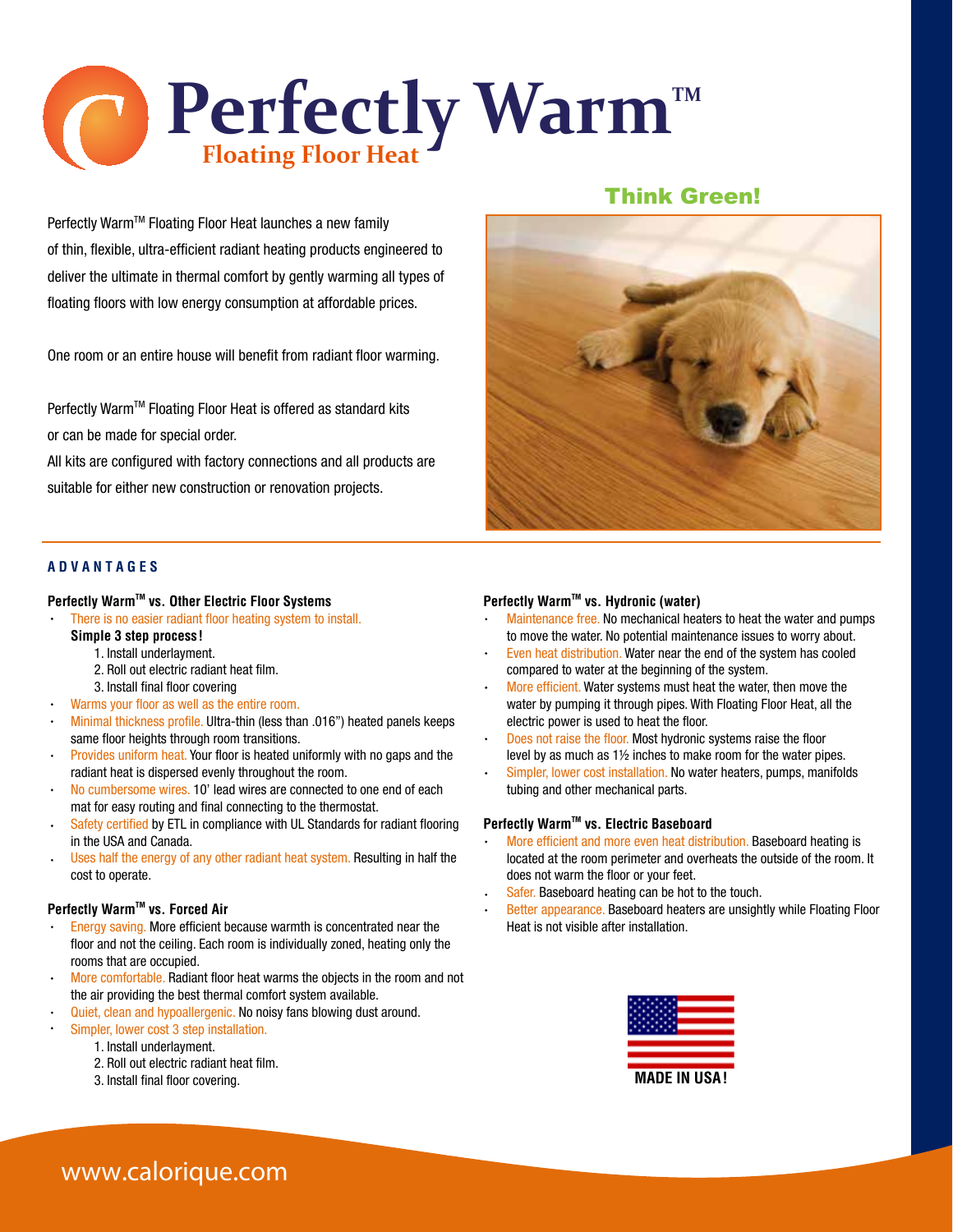# Perfectly Warm™

## Floating Floor Heat

Perfectly Warm™ Floating Floor Heat launches a new family of thin, flexible, ultra-efficient radiant heating products engineered to deliver the ultimate in thermal comfort by gently warming all types of floating floors with low energy consumption at affordable prices.

One room or an entire house will benefit from radiant floor warming.

Perfectly Warm™ Floating Floor Heat is offered as standard kits or can be made for special order.
All kits are configured with factory connections and all products are suitable for either new construction or renovation projects.

**Think Green!**

## ADVANTAGES

### Perfectly Warm™ vs. Other Electric Floor Systems

- There is no easier radiant floor heating system to install.
  **Simple 3 step process!**
  1. Install underlayment.
  2. Roll out electric radiant heat film.
  3. Install final floor covering
- Warms your floor as well as the entire room.
- Minimal thickness profile. Ultra-thin (less than .016") heated panels keeps same floor heights through room transitions.
- Provides uniform heat. Your floor is heated uniformly with no gaps and the radiant heat is dispersed evenly throughout the room.
- No cumbersome wires. 10' lead wires are connected to one end of each mat for easy routing and final connecting to the thermostat.
- Safety certified by ETL in compliance with UL Standards for radiant flooring in the USA and Canada.
- Uses half the energy of any other radiant heat system. Resulting in half the cost to operate.

### Perfectly Warm™ vs. Forced Air

- Energy saving. More efficient because warmth is concentrated near the floor and not the ceiling. Each room is individually zoned, heating only the rooms that are occupied.
- More comfortable. Radiant floor heat warms the objects in the room and not the air providing the best thermal comfort system available.
- Quiet, clean and hypoallergenic. No noisy fans blowing dust around.
- Simpler, lower cost 3 step installation.
  1. Install underlayment.
  2. Roll out electric radiant heat film.
  3. Install final floor covering.

### Perfectly Warm™ vs. Hydronic (water)

- Maintenance free. No mechanical heaters to heat the water and pumps to move the water. No potential maintenance issues to worry about.
- Even heat distribution. Water near the end of the system has cooled compared to water at the beginning of the system.
- More efficient. Water systems must heat the water, then move the water by pumping it through pipes. With Floating Floor Heat, all the electric power is used to heat the floor.
- Does not raise the floor. Most hydronic systems raise the floor level by as much as 1½ inches to make room for the water pipes.
- Simpler, lower cost installation. No water heaters, pumps, manifolds tubing and other mechanical parts.

### Perfectly Warm™ vs. Electric Baseboard

- More efficient and more even heat distribution. Baseboard heating is located at the room perimeter and overheats the outside of the room. It does not warm the floor or your feet.
- Safer. Baseboard heating can be hot to the touch.
- Better appearance. Baseboard heaters are unsightly while Floating Floor Heat is not visible after installation.

**MADE IN USA!**

www.calorique.com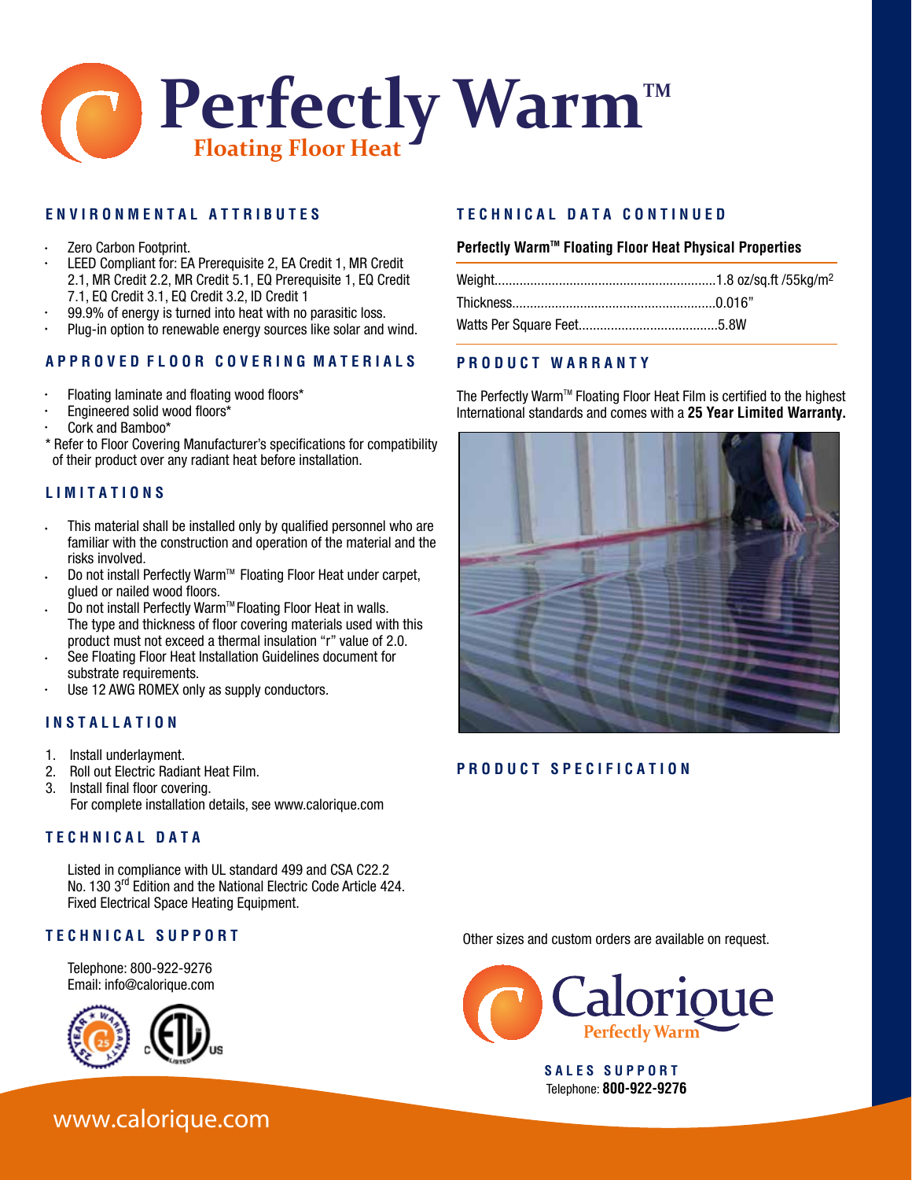# Perfectly Warm™

## Floating Floor Heat

### ENVIRONMENTAL ATTRIBUTES

- Zero Carbon Footprint.
- LEED Compliant for: EA Prerequisite 2, EA Credit 1, MR Credit 2.1, MR Credit 2.2, MR Credit 5.1, EQ Prerequisite 1, EQ Credit 7.1, EQ Credit 3.1, EQ Credit 3.2, ID Credit 1
- 99.9% of energy is turned into heat with no parasitic loss.
- Plug-in option to renewable energy sources like solar and wind.

### APPROVED FLOOR COVERING MATERIALS

- Floating laminate and floating wood floors*
- Engineered solid wood floors*
- Cork and Bamboo*

* Refer to Floor Covering Manufacturer's specifications for compatibility of their product over any radiant heat before installation.

### LIMITATIONS

- This material shall be installed only by qualified personnel who are familiar with the construction and operation of the material and the risks involved.
- Do not install Perfectly Warm™ Floating Floor Heat under carpet, glued or nailed wood floors.
- Do not install Perfectly Warm™ Floating Floor Heat in walls. The type and thickness of floor covering materials used with this product must not exceed a thermal insulation "r" value of 2.0.
- See Floating Floor Heat Installation Guidelines document for substrate requirements.
- Use 12 AWG ROMEX only as supply conductors.

### INSTALLATION

1. Install underlayment.
2. Roll out Electric Radiant Heat Film.
3. Install final floor covering.
   For complete installation details, see www.calorique.com

### TECHNICAL DATA

Listed in compliance with UL standard 499 and CSA C22.2 No. 130 3rd Edition and the National Electric Code Article 424. Fixed Electrical Space Heating Equipment.

### TECHNICAL SUPPORT

Telephone: 800-922-9276
Email: info@calorique.com

### TECHNICAL DATA CONTINUED

**Perfectly Warm™ Floating Floor Heat Physical Properties**

| | |
|---|---|
| Weight | 1.8 oz/sq.ft /55kg/m$^2$ |
| Thickness | 0.016" |
| Watts Per Square Feet | 5.8W |

### PRODUCT WARRANTY

The Perfectly Warm™ Floating Floor Heat Film is certified to the highest International standards and comes with a **25 Year Limited Warranty.**

### PRODUCT SPECIFICATION

Other sizes and custom orders are available on request.

Calorique
Perfectly Warm

**SALES SUPPORT**
Telephone: **800-922-9276**

www.calorique.com